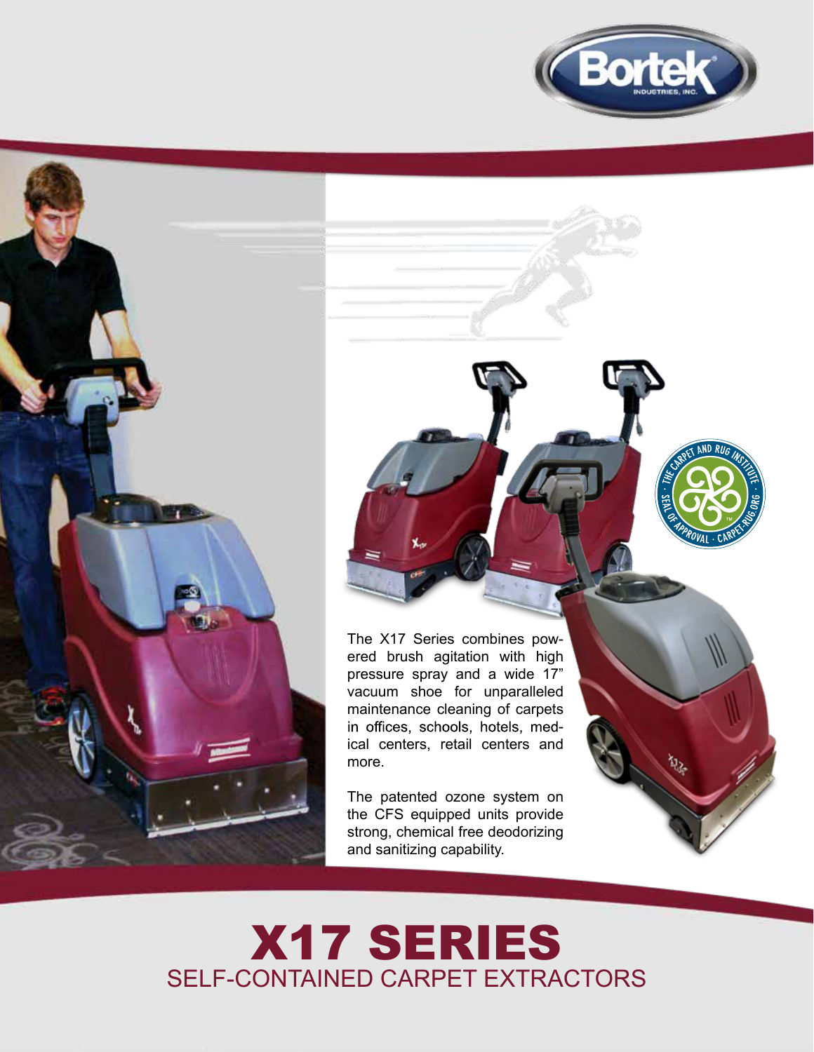Bortek Industries, Inc.

The X17 Series combines powered brush agitation with high pressure spray and a wide 17" vacuum shoe for unparalleled maintenance cleaning of carpets in offices, schools, hotels, medical centers, retail centers and more.

The patented ozone system on the CFS equipped units provide strong, chemical free deodorizing and sanitizing capability.

# X17 SERIES

## SELF-CONTAINED CARPET EXTRACTORS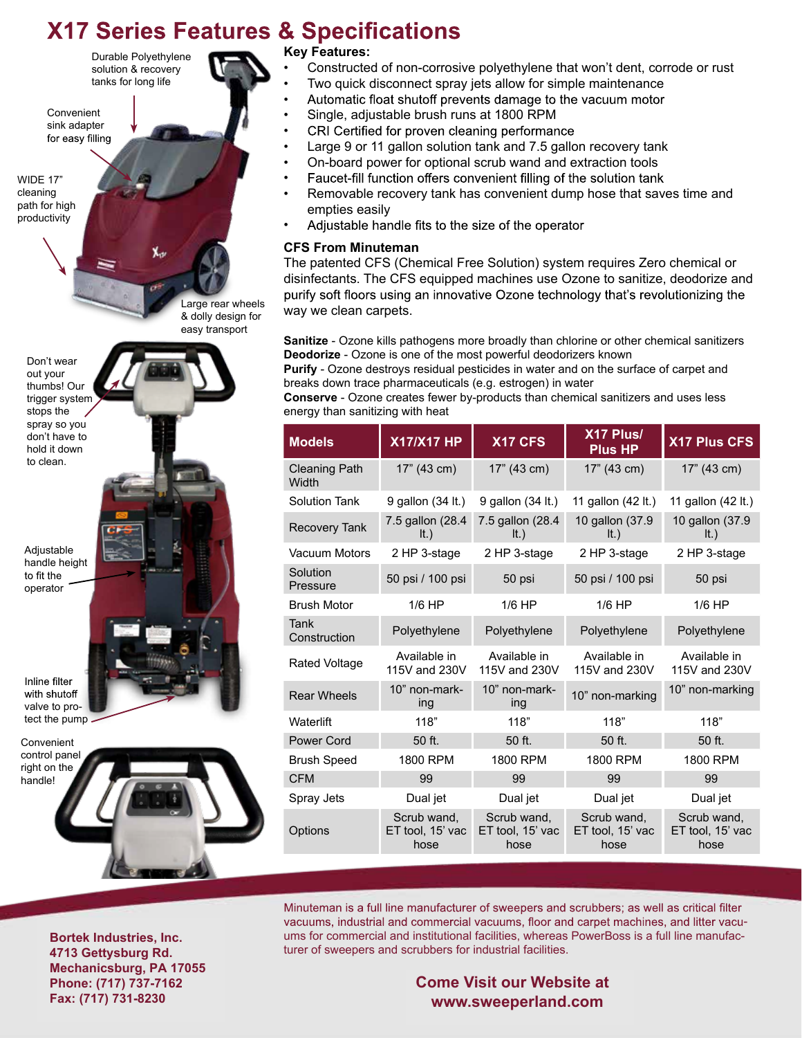# X17 Series Features & Specifications

Durable Polyethylene solution & recovery tanks for long life

Convenient sink adapter for easy filling

WIDE 17" cleaning path for high productivity

Large rear wheels & dolly design for easy transport

Don't wear out your thumbs! Our trigger system stops the spray so you don't have to hold it down to clean.

Adjustable handle height to fit the operator

Inline filter with shutoff valve to protect the pump

Convenient control panel right on the handle!

**Key Features:**

- Constructed of non-corrosive polyethylene that won't dent, corrode or rust
- Two quick disconnect spray jets allow for simple maintenance
- Automatic float shutoff prevents damage to the vacuum motor
- Single, adjustable brush runs at 1800 RPM
- CRI Certified for proven cleaning performance
- Large 9 or 11 gallon solution tank and 7.5 gallon recovery tank
- On-board power for optional scrub wand and extraction tools
- Faucet-fill function offers convenient filling of the solution tank
- Removable recovery tank has convenient dump hose that saves time and empties easily
- Adjustable handle fits to the size of the operator

**CFS From Minuteman**

The patented CFS (Chemical Free Solution) system requires Zero chemical or disinfectants. The CFS equipped machines use Ozone to sanitize, deodorize and purify soft floors using an innovative Ozone technology that's revolutionizing the way we clean carpets.

**Sanitize** - Ozone kills pathogens more broadly than chlorine or other chemical sanitizers
**Deodorize** - Ozone is one of the most powerful deodorizers known
**Purify** - Ozone destroys residual pesticides in water and on the surface of carpet and breaks down trace pharmaceuticals (e.g. estrogen) in water
**Conserve** - Ozone creates fewer by-products than chemical sanitizers and uses less energy than sanitizing with heat

| Models | X17/X17 HP | X17 CFS | X17 Plus/ Plus HP | X17 Plus CFS |
|---|---|---|---|---|
| Cleaning Path Width | 17" (43 cm) | 17" (43 cm) | 17" (43 cm) | 17" (43 cm) |
| Solution Tank | 9 gallon (34 lt.) | 9 gallon (34 lt.) | 11 gallon (42 lt.) | 11 gallon (42 lt.) |
| Recovery Tank | 7.5 gallon (28.4 lt.) | 7.5 gallon (28.4 lt.) | 10 gallon (37.9 lt.) | 10 gallon (37.9 lt.) |
| Vacuum Motors | 2 HP 3-stage | 2 HP 3-stage | 2 HP 3-stage | 2 HP 3-stage |
| Solution Pressure | 50 psi / 100 psi | 50 psi | 50 psi / 100 psi | 50 psi |
| Brush Motor | 1/6 HP | 1/6 HP | 1/6 HP | 1/6 HP |
| Tank Construction | Polyethylene | Polyethylene | Polyethylene | Polyethylene |
| Rated Voltage | Available in 115V and 230V | Available in 115V and 230V | Available in 115V and 230V | Available in 115V and 230V |
| Rear Wheels | 10" non-marking | 10" non-marking | 10" non-marking | 10" non-marking |
| Waterlift | 118" | 118" | 118" | 118" |
| Power Cord | 50 ft. | 50 ft. | 50 ft. | 50 ft. |
| Brush Speed | 1800 RPM | 1800 RPM | 1800 RPM | 1800 RPM |
| CFM | 99 | 99 | 99 | 99 |
| Spray Jets | Dual jet | Dual jet | Dual jet | Dual jet |
| Options | Scrub wand, ET tool, 15' vac hose | Scrub wand, ET tool, 15' vac hose | Scrub wand, ET tool, 15' vac hose | Scrub wand, ET tool, 15' vac hose |

Minuteman is a full line manufacturer of sweepers and scrubbers; as well as critical filter vacuums, industrial and commercial vacuums, floor and carpet machines, and litter vacuums for commercial and institutional facilities, whereas PowerBoss is a full line manufacturer of sweepers and scrubbers for industrial facilities.

**Bortek Industries, Inc.**
**4713 Gettysburg Rd.**
**Mechanicsburg, PA 17055**
**Phone: (717) 737-7162**
**Fax: (717) 731-8230**

**Come Visit our Website at**
**www.sweeperland.com**